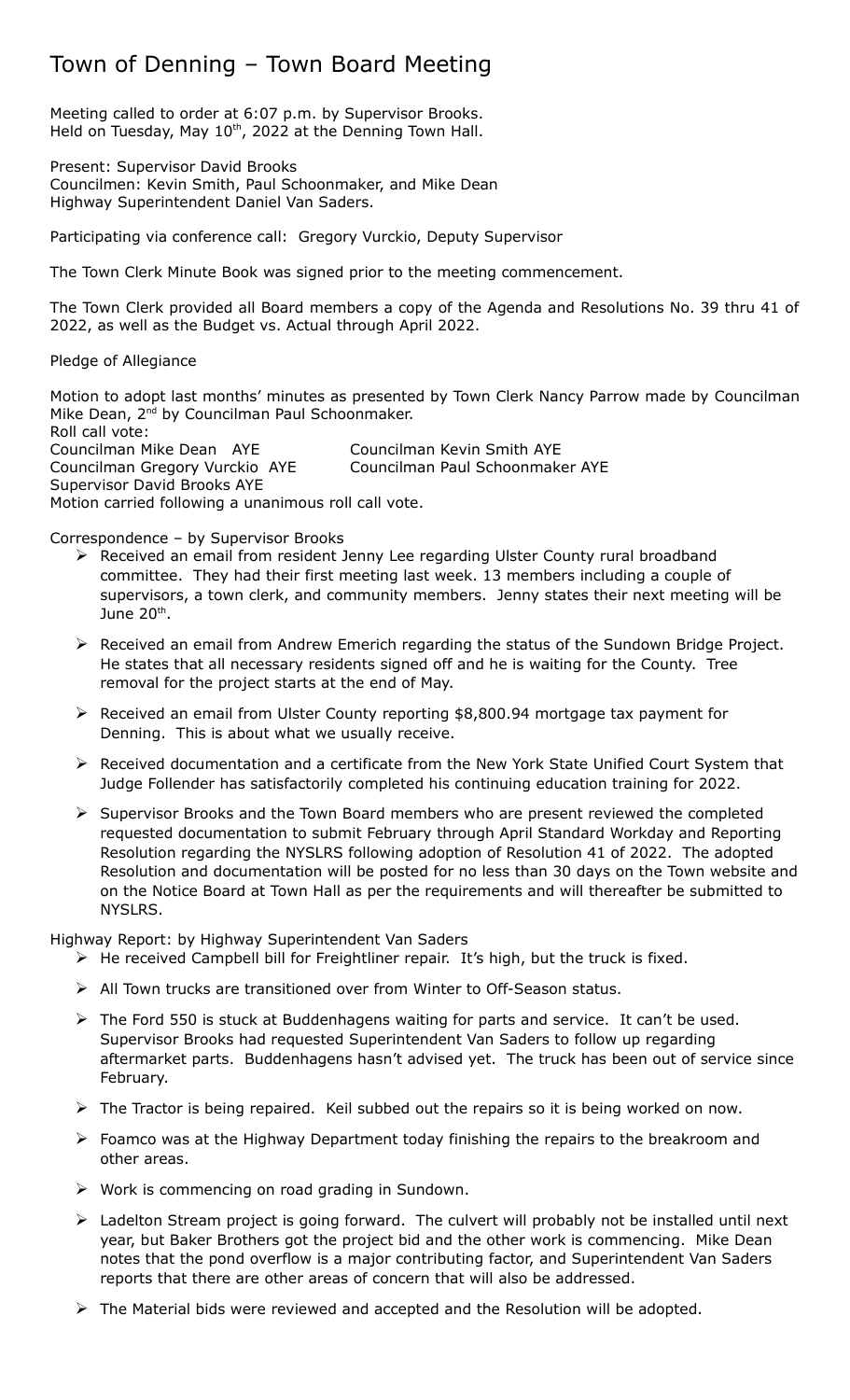# Town of Denning – Town Board Meeting

Meeting called to order at 6:07 p.m. by Supervisor Brooks.
Held on Tuesday, May 10th, 2022 at the Denning Town Hall.

Present: Supervisor David Brooks
Councilmen: Kevin Smith, Paul Schoonmaker, and Mike Dean
Highway Superintendent Daniel Van Saders.

Participating via conference call: Gregory Vurckio, Deputy Supervisor

The Town Clerk Minute Book was signed prior to the meeting commencement.

The Town Clerk provided all Board members a copy of the Agenda and Resolutions No. 39 thru 41 of 2022, as well as the Budget vs. Actual through April 2022.

Pledge of Allegiance

Motion to adopt last months' minutes as presented by Town Clerk Nancy Parrow made by Councilman Mike Dean, 2nd by Councilman Paul Schoonmaker.
Roll call vote:
Councilman Mike Dean AYE Councilman Kevin Smith AYE
Councilman Gregory Vurckio AYE Councilman Paul Schoonmaker AYE
Supervisor David Brooks AYE
Motion carried following a unanimous roll call vote.

Correspondence – by Supervisor Brooks

- Received an email from resident Jenny Lee regarding Ulster County rural broadband committee. They had their first meeting last week. 13 members including a couple of supervisors, a town clerk, and community members. Jenny states their next meeting will be June 20th.
- Received an email from Andrew Emerich regarding the status of the Sundown Bridge Project. He states that all necessary residents signed off and he is waiting for the County. Tree removal for the project starts at the end of May.
- Received an email from Ulster County reporting $8,800.94 mortgage tax payment for Denning. This is about what we usually receive.
- Received documentation and a certificate from the New York State Unified Court System that Judge Follender has satisfactorily completed his continuing education training for 2022.
- Supervisor Brooks and the Town Board members who are present reviewed the completed requested documentation to submit February through April Standard Workday and Reporting Resolution regarding the NYSLRS following adoption of Resolution 41 of 2022. The adopted Resolution and documentation will be posted for no less than 30 days on the Town website and on the Notice Board at Town Hall as per the requirements and will thereafter be submitted to NYSLRS.

Highway Report: by Highway Superintendent Van Saders

- He received Campbell bill for Freightliner repair. It's high, but the truck is fixed.
- All Town trucks are transitioned over from Winter to Off-Season status.
- The Ford 550 is stuck at Buddenhagens waiting for parts and service. It can't be used. Supervisor Brooks had requested Superintendent Van Saders to follow up regarding aftermarket parts. Buddenhagens hasn't advised yet. The truck has been out of service since February.
- The Tractor is being repaired. Keil subbed out the repairs so it is being worked on now.
- Foamco was at the Highway Department today finishing the repairs to the breakroom and other areas.
- Work is commencing on road grading in Sundown.
- Ladelton Stream project is going forward. The culvert will probably not be installed until next year, but Baker Brothers got the project bid and the other work is commencing. Mike Dean notes that the pond overflow is a major contributing factor, and Superintendent Van Saders reports that there are other areas of concern that will also be addressed.
- The Material bids were reviewed and accepted and the Resolution will be adopted.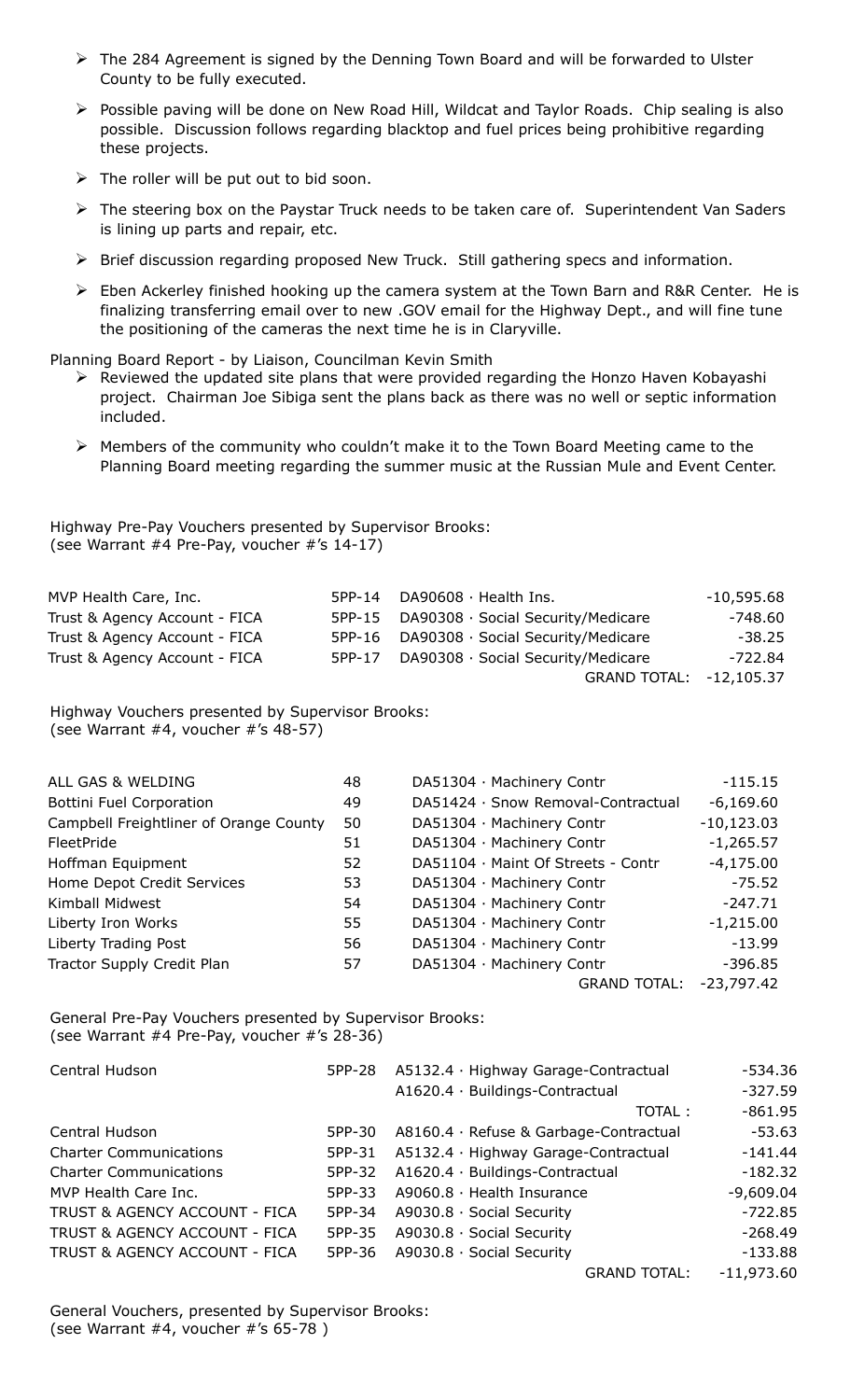- The 284 Agreement is signed by the Denning Town Board and will be forwarded to Ulster County to be fully executed.
- Possible paving will be done on New Road Hill, Wildcat and Taylor Roads. Chip sealing is also possible. Discussion follows regarding blacktop and fuel prices being prohibitive regarding these projects.
- The roller will be put out to bid soon.
- The steering box on the Paystar Truck needs to be taken care of. Superintendent Van Saders is lining up parts and repair, etc.
- Brief discussion regarding proposed New Truck. Still gathering specs and information.
- Eben Ackerley finished hooking up the camera system at the Town Barn and R&R Center. He is finalizing transferring email over to new .GOV email for the Highway Dept., and will fine tune the positioning of the cameras the next time he is in Claryville.

Planning Board Report - by Liaison, Councilman Kevin Smith

- Reviewed the updated site plans that were provided regarding the Honzo Haven Kobayashi project. Chairman Joe Sibiga sent the plans back as there was no well or septic information included.
- Members of the community who couldn't make it to the Town Board Meeting came to the Planning Board meeting regarding the summer music at the Russian Mule and Event Center.

Highway Pre-Pay Vouchers presented by Supervisor Brooks:
(see Warrant #4 Pre-Pay, voucher #'s 14-17)

| | | | |
|---|---|---|---|
| MVP Health Care, Inc. | 5PP-14 | DA90608 · Health Ins. | -10,595.68 |
| Trust & Agency Account - FICA | 5PP-15 | DA90308 · Social Security/Medicare | -748.60 |
| Trust & Agency Account - FICA | 5PP-16 | DA90308 · Social Security/Medicare | -38.25 |
| Trust & Agency Account - FICA | 5PP-17 | DA90308 · Social Security/Medicare | -722.84 |
| | | GRAND TOTAL: | -12,105.37 |

Highway Vouchers presented by Supervisor Brooks:
(see Warrant #4, voucher #'s 48-57)

| | | | |
|---|---|---|---|
| ALL GAS & WELDING | 48 | DA51304 · Machinery Contr | -115.15 |
| Bottini Fuel Corporation | 49 | DA51424 · Snow Removal-Contractual | -6,169.60 |
| Campbell Freightliner of Orange County | 50 | DA51304 · Machinery Contr | -10,123.03 |
| FleetPride | 51 | DA51304 · Machinery Contr | -1,265.57 |
| Hoffman Equipment | 52 | DA51104 · Maint Of Streets - Contr | -4,175.00 |
| Home Depot Credit Services | 53 | DA51304 · Machinery Contr | -75.52 |
| Kimball Midwest | 54 | DA51304 · Machinery Contr | -247.71 |
| Liberty Iron Works | 55 | DA51304 · Machinery Contr | -1,215.00 |
| Liberty Trading Post | 56 | DA51304 · Machinery Contr | -13.99 |
| Tractor Supply Credit Plan | 57 | DA51304 · Machinery Contr | -396.85 |
| | | GRAND TOTAL: | -23,797.42 |

General Pre-Pay Vouchers presented by Supervisor Brooks:
(see Warrant #4 Pre-Pay, voucher #'s 28-36)

| | | | |
|---|---|---|---|
| Central Hudson | 5PP-28 | A5132.4 · Highway Garage-Contractual | -534.36 |
| | | A1620.4 · Buildings-Contractual | -327.59 |
| | | TOTAL : | -861.95 |
| Central Hudson | 5PP-30 | A8160.4 · Refuse & Garbage-Contractual | -53.63 |
| Charter Communications | 5PP-31 | A5132.4 · Highway Garage-Contractual | -141.44 |
| Charter Communications | 5PP-32 | A1620.4 · Buildings-Contractual | -182.32 |
| MVP Health Care Inc. | 5PP-33 | A9060.8 · Health Insurance | -9,609.04 |
| TRUST & AGENCY ACCOUNT - FICA | 5PP-34 | A9030.8 · Social Security | -722.85 |
| TRUST & AGENCY ACCOUNT - FICA | 5PP-35 | A9030.8 · Social Security | -268.49 |
| TRUST & AGENCY ACCOUNT - FICA | 5PP-36 | A9030.8 · Social Security | -133.88 |
| | | GRAND TOTAL: | -11,973.60 |

General Vouchers, presented by Supervisor Brooks:
(see Warrant #4, voucher #'s 65-78 )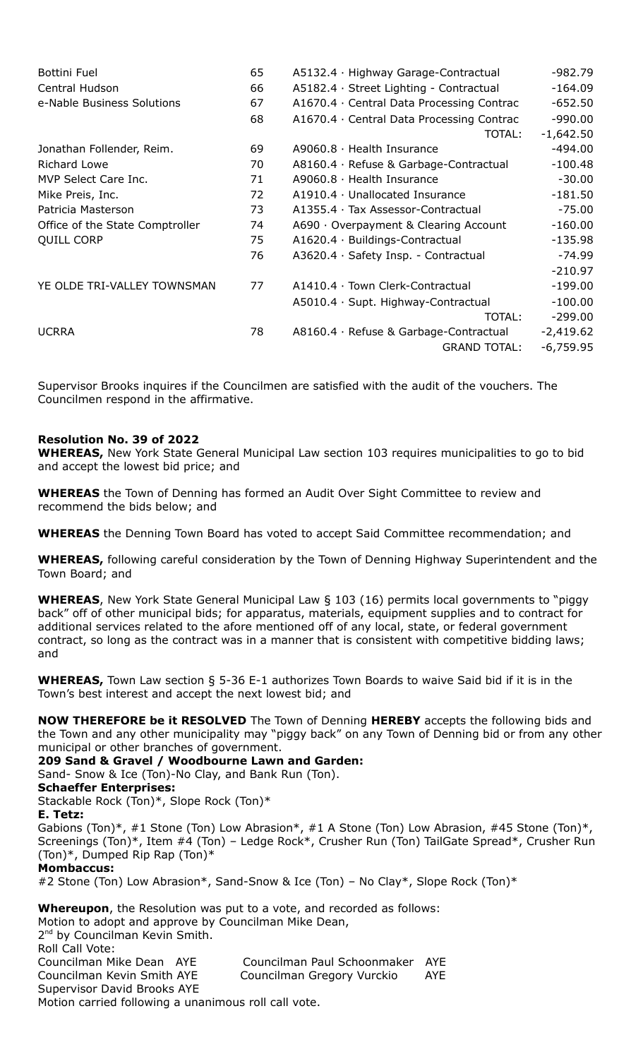| | | | |
|---|---|---|---|
| Bottini Fuel | 65 | A5132.4 · Highway Garage-Contractual | -982.79 |
| Central Hudson | 66 | A5182.4 · Street Lighting - Contractual | -164.09 |
| e-Nable Business Solutions | 67 | A1670.4 · Central Data Processing Contrac | -652.50 |
| | 68 | A1670.4 · Central Data Processing Contrac | -990.00 |
| | | TOTAL: | -1,642.50 |
| Jonathan Follender, Reim. | 69 | A9060.8 · Health Insurance | -494.00 |
| Richard Lowe | 70 | A8160.4 · Refuse & Garbage-Contractual | -100.48 |
| MVP Select Care Inc. | 71 | A9060.8 · Health Insurance | -30.00 |
| Mike Preis, Inc. | 72 | A1910.4 · Unallocated Insurance | -181.50 |
| Patricia Masterson | 73 | A1355.4 · Tax Assessor-Contractual | -75.00 |
| Office of the State Comptroller | 74 | A690 · Overpayment & Clearing Account | -160.00 |
| QUILL CORP | 75 | A1620.4 · Buildings-Contractual | -135.98 |
| | 76 | A3620.4 · Safety Insp. - Contractual | -74.99 |
| | | | -210.97 |
| YE OLDE TRI-VALLEY TOWNSMAN | 77 | A1410.4 · Town Clerk-Contractual | -199.00 |
| | | A5010.4 · Supt. Highway-Contractual | -100.00 |
| | | TOTAL: | -299.00 |
| UCRRA | 78 | A8160.4 · Refuse & Garbage-Contractual | -2,419.62 |
| | | GRAND TOTAL: | -6,759.95 |

Supervisor Brooks inquires if the Councilmen are satisfied with the audit of the vouchers. The Councilmen respond in the affirmative.

**Resolution No. 39 of 2022**

**WHEREAS,** New York State General Municipal Law section 103 requires municipalities to go to bid and accept the lowest bid price; and

**WHEREAS** the Town of Denning has formed an Audit Over Sight Committee to review and recommend the bids below; and

**WHEREAS** the Denning Town Board has voted to accept Said Committee recommendation; and

**WHEREAS,** following careful consideration by the Town of Denning Highway Superintendent and the Town Board; and

**WHEREAS**, New York State General Municipal Law § 103 (16) permits local governments to "piggy back" off of other municipal bids; for apparatus, materials, equipment supplies and to contract for additional services related to the afore mentioned off of any local, state, or federal government contract, so long as the contract was in a manner that is consistent with competitive bidding laws; and

**WHEREAS,** Town Law section § 5-36 E-1 authorizes Town Boards to waive Said bid if it is in the Town's best interest and accept the next lowest bid; and

**NOW THEREFORE be it RESOLVED** The Town of Denning **HEREBY** accepts the following bids and the Town and any other municipality may "piggy back" on any Town of Denning bid or from any other municipal or other branches of government.

**209 Sand & Gravel / Woodbourne Lawn and Garden:**
Sand- Snow & Ice (Ton)-No Clay, and Bank Run (Ton).

**Schaeffer Enterprises:**
Stackable Rock (Ton)*, Slope Rock (Ton)*

**E. Tetz:**
Gabions (Ton)*, #1 Stone (Ton) Low Abrasion*, #1 A Stone (Ton) Low Abrasion, #45 Stone (Ton)*, Screenings (Ton)*, Item #4 (Ton) – Ledge Rock*, Crusher Run (Ton) TailGate Spread*, Crusher Run (Ton)*, Dumped Rip Rap (Ton)*

**Mombaccus:**
#2 Stone (Ton) Low Abrasion*, Sand-Snow & Ice (Ton) – No Clay*, Slope Rock (Ton)*

**Whereupon**, the Resolution was put to a vote, and recorded as follows:
Motion to adopt and approve by Councilman Mike Dean,
2nd by Councilman Kevin Smith.
Roll Call Vote:
Councilman Mike Dean AYE — Councilman Paul Schoonmaker AYE
Councilman Kevin Smith AYE — Councilman Gregory Vurckio AYE
Supervisor David Brooks AYE
Motion carried following a unanimous roll call vote.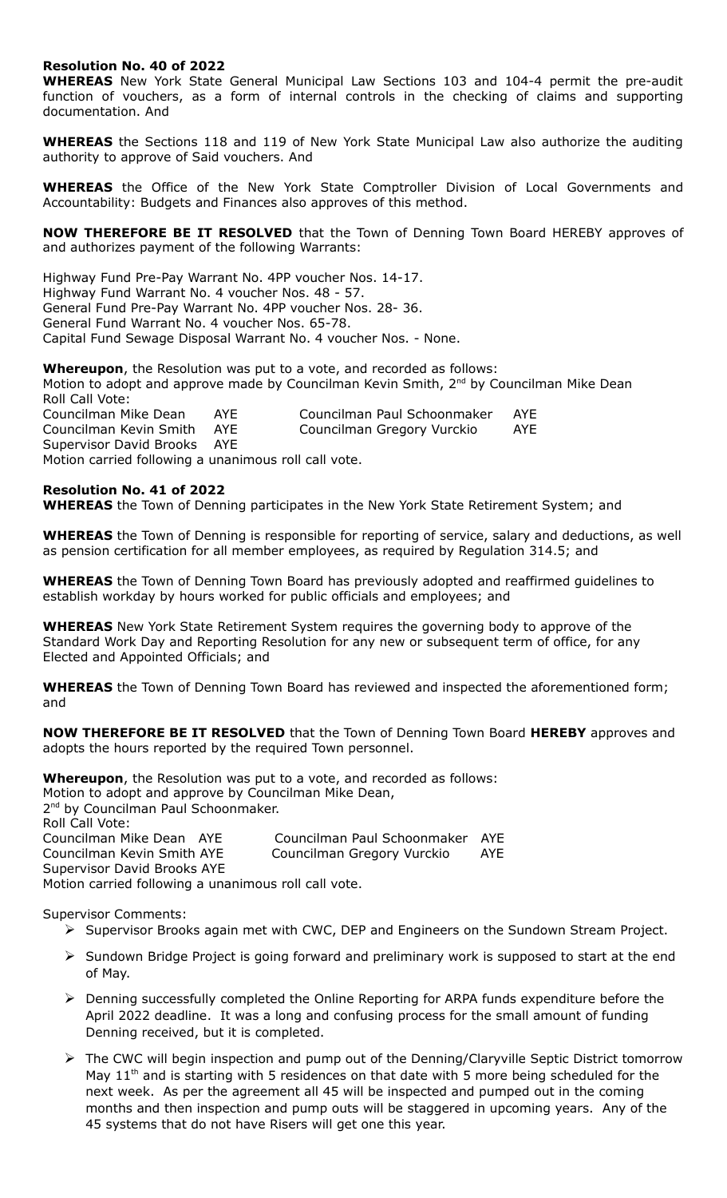**Resolution No. 40 of 2022**
**WHEREAS** New York State General Municipal Law Sections 103 and 104-4 permit the pre-audit function of vouchers, as a form of internal controls in the checking of claims and supporting documentation. And

**WHEREAS** the Sections 118 and 119 of New York State Municipal Law also authorize the auditing authority to approve of Said vouchers. And

**WHEREAS** the Office of the New York State Comptroller Division of Local Governments and Accountability: Budgets and Finances also approves of this method.

**NOW THEREFORE BE IT RESOLVED** that the Town of Denning Town Board HEREBY approves of and authorizes payment of the following Warrants:

Highway Fund Pre-Pay Warrant No. 4PP voucher Nos. 14-17.
Highway Fund Warrant No. 4 voucher Nos. 48 - 57.
General Fund Pre-Pay Warrant No. 4PP voucher Nos. 28- 36.
General Fund Warrant No. 4 voucher Nos. 65-78.
Capital Fund Sewage Disposal Warrant No. 4 voucher Nos. - None.

**Whereupon**, the Resolution was put to a vote, and recorded as follows:
Motion to adopt and approve made by Councilman Kevin Smith, 2nd by Councilman Mike Dean
Roll Call Vote:
Councilman Mike Dean AYE Councilman Paul Schoonmaker AYE
Councilman Kevin Smith AYE Councilman Gregory Vurckio AYE
Supervisor David Brooks AYE
Motion carried following a unanimous roll call vote.

**Resolution No. 41 of 2022**
**WHEREAS** the Town of Denning participates in the New York State Retirement System; and

**WHEREAS** the Town of Denning is responsible for reporting of service, salary and deductions, as well as pension certification for all member employees, as required by Regulation 314.5; and

**WHEREAS** the Town of Denning Town Board has previously adopted and reaffirmed guidelines to establish workday by hours worked for public officials and employees; and

**WHEREAS** New York State Retirement System requires the governing body to approve of the Standard Work Day and Reporting Resolution for any new or subsequent term of office, for any Elected and Appointed Officials; and

**WHEREAS** the Town of Denning Town Board has reviewed and inspected the aforementioned form; and

**NOW THEREFORE BE IT RESOLVED** that the Town of Denning Town Board **HEREBY** approves and adopts the hours reported by the required Town personnel.

**Whereupon**, the Resolution was put to a vote, and recorded as follows:
Motion to adopt and approve by Councilman Mike Dean,
2nd by Councilman Paul Schoonmaker.
Roll Call Vote:
Councilman Mike Dean AYE Councilman Paul Schoonmaker AYE
Councilman Kevin Smith AYE Councilman Gregory Vurckio AYE
Supervisor David Brooks AYE
Motion carried following a unanimous roll call vote.

Supervisor Comments:

- Supervisor Brooks again met with CWC, DEP and Engineers on the Sundown Stream Project.
- Sundown Bridge Project is going forward and preliminary work is supposed to start at the end of May.
- Denning successfully completed the Online Reporting for ARPA funds expenditure before the April 2022 deadline. It was a long and confusing process for the small amount of funding Denning received, but it is completed.
- The CWC will begin inspection and pump out of the Denning/Claryville Septic District tomorrow May 11th and is starting with 5 residences on that date with 5 more being scheduled for the next week. As per the agreement all 45 will be inspected and pumped out in the coming months and then inspection and pump outs will be staggered in upcoming years. Any of the 45 systems that do not have Risers will get one this year.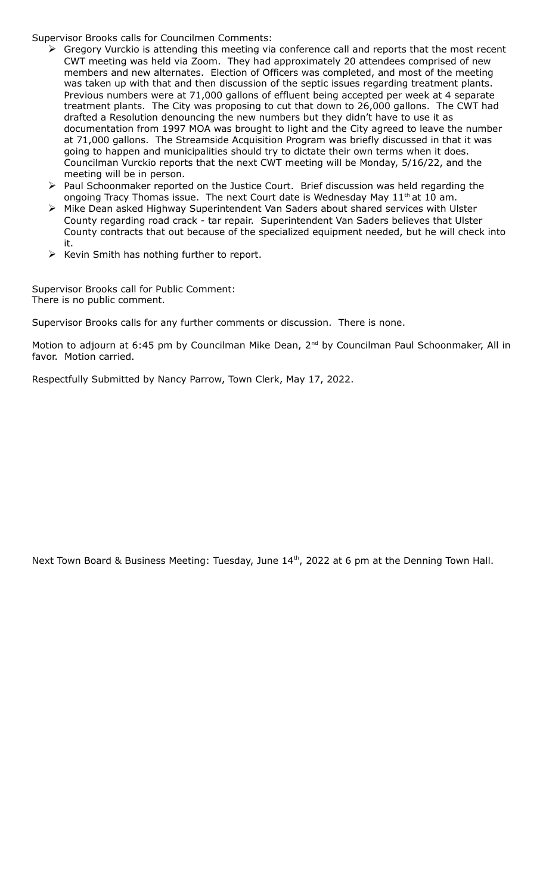Supervisor Brooks calls for Councilmen Comments:

- Gregory Vurckio is attending this meeting via conference call and reports that the most recent CWT meeting was held via Zoom. They had approximately 20 attendees comprised of new members and new alternates. Election of Officers was completed, and most of the meeting was taken up with that and then discussion of the septic issues regarding treatment plants. Previous numbers were at 71,000 gallons of effluent being accepted per week at 4 separate treatment plants. The City was proposing to cut that down to 26,000 gallons. The CWT had drafted a Resolution denouncing the new numbers but they didn't have to use it as documentation from 1997 MOA was brought to light and the City agreed to leave the number at 71,000 gallons. The Streamside Acquisition Program was briefly discussed in that it was going to happen and municipalities should try to dictate their own terms when it does. Councilman Vurckio reports that the next CWT meeting will be Monday, 5/16/22, and the meeting will be in person.
- Paul Schoonmaker reported on the Justice Court. Brief discussion was held regarding the ongoing Tracy Thomas issue. The next Court date is Wednesday May 11th at 10 am.
- Mike Dean asked Highway Superintendent Van Saders about shared services with Ulster County regarding road crack - tar repair. Superintendent Van Saders believes that Ulster County contracts that out because of the specialized equipment needed, but he will check into it.
- Kevin Smith has nothing further to report.

Supervisor Brooks call for Public Comment:
There is no public comment.

Supervisor Brooks calls for any further comments or discussion. There is none.

Motion to adjourn at 6:45 pm by Councilman Mike Dean, 2nd by Councilman Paul Schoonmaker, All in favor. Motion carried.

Respectfully Submitted by Nancy Parrow, Town Clerk, May 17, 2022.

Next Town Board & Business Meeting: Tuesday, June 14th, 2022 at 6 pm at the Denning Town Hall.